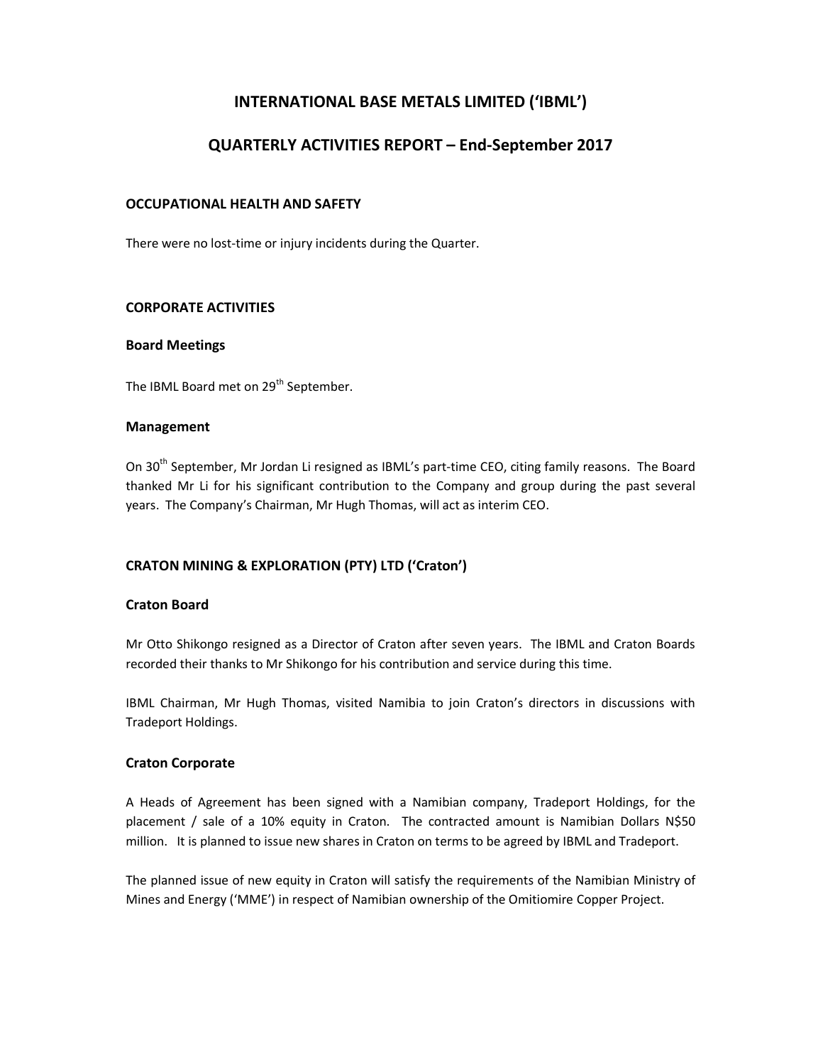# INTERNATIONAL BASE METALS LIMITED ('IBML')

# QUARTERLY ACTIVITIES REPORT – End-September 2017

## OCCUPATIONAL HEALTH AND SAFETY

There were no lost-time or injury incidents during the Quarter.

## CORPORATE ACTIVITIES

### Board Meetings

The IBML Board met on 29th September.

### Management

On 30th September, Mr Jordan Li resigned as IBML's part-time CEO, citing family reasons. The Board thanked Mr Li for his significant contribution to the Company and group during the past several years. The Company's Chairman, Mr Hugh Thomas, will act as interim CEO.

## CRATON MINING & EXPLORATION (PTY) LTD ('Craton')

### Craton Board

Mr Otto Shikongo resigned as a Director of Craton after seven years. The IBML and Craton Boards recorded their thanks to Mr Shikongo for his contribution and service during this time.

IBML Chairman, Mr Hugh Thomas, visited Namibia to join Craton's directors in discussions with Tradeport Holdings.

### Craton Corporate

A Heads of Agreement has been signed with a Namibian company, Tradeport Holdings, for the placement / sale of a 10% equity in Craton. The contracted amount is Namibian Dollars N$50 million. It is planned to issue new shares in Craton on terms to be agreed by IBML and Tradeport.

The planned issue of new equity in Craton will satisfy the requirements of the Namibian Ministry of Mines and Energy ('MME') in respect of Namibian ownership of the Omitiomire Copper Project.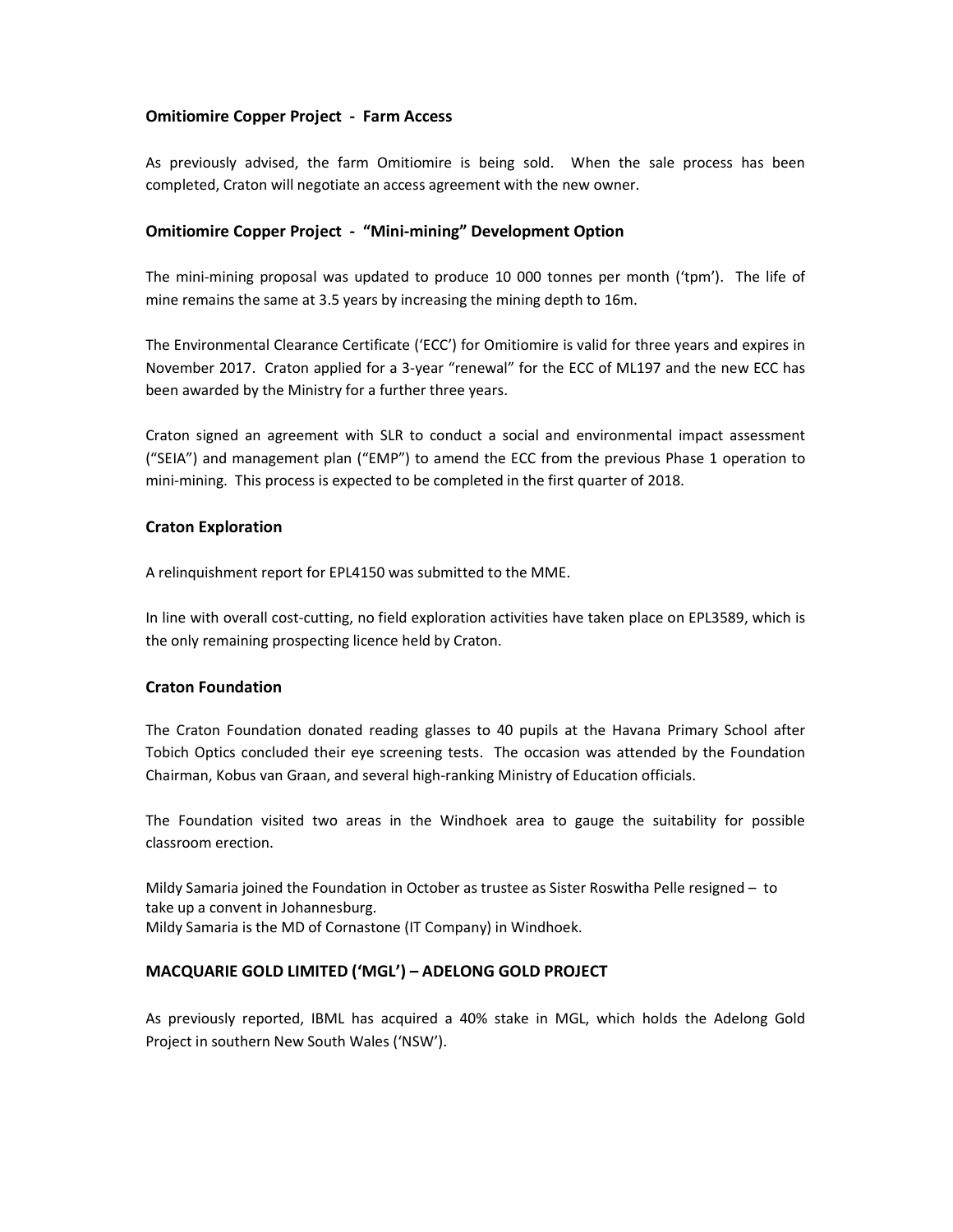**Omitiomire Copper Project - Farm Access**

As previously advised, the farm Omitiomire is being sold. When the sale process has been completed, Craton will negotiate an access agreement with the new owner.

**Omitiomire Copper Project - "Mini-mining" Development Option**

The mini-mining proposal was updated to produce 10 000 tonnes per month ('tpm'). The life of mine remains the same at 3.5 years by increasing the mining depth to 16m.

The Environmental Clearance Certificate ('ECC') for Omitiomire is valid for three years and expires in November 2017. Craton applied for a 3-year "renewal" for the ECC of ML197 and the new ECC has been awarded by the Ministry for a further three years.

Craton signed an agreement with SLR to conduct a social and environmental impact assessment ("SEIA") and management plan ("EMP") to amend the ECC from the previous Phase 1 operation to mini-mining. This process is expected to be completed in the first quarter of 2018.

**Craton Exploration**

A relinquishment report for EPL4150 was submitted to the MME.

In line with overall cost-cutting, no field exploration activities have taken place on EPL3589, which is the only remaining prospecting licence held by Craton.

**Craton Foundation**

The Craton Foundation donated reading glasses to 40 pupils at the Havana Primary School after Tobich Optics concluded their eye screening tests. The occasion was attended by the Foundation Chairman, Kobus van Graan, and several high-ranking Ministry of Education officials.

The Foundation visited two areas in the Windhoek area to gauge the suitability for possible classroom erection.

Mildy Samaria joined the Foundation in October as trustee as Sister Roswitha Pelle resigned – to take up a convent in Johannesburg.
Mildy Samaria is the MD of Cornastone (IT Company) in Windhoek.

**MACQUARIE GOLD LIMITED ('MGL') – ADELONG GOLD PROJECT**

As previously reported, IBML has acquired a 40% stake in MGL, which holds the Adelong Gold Project in southern New South Wales ('NSW').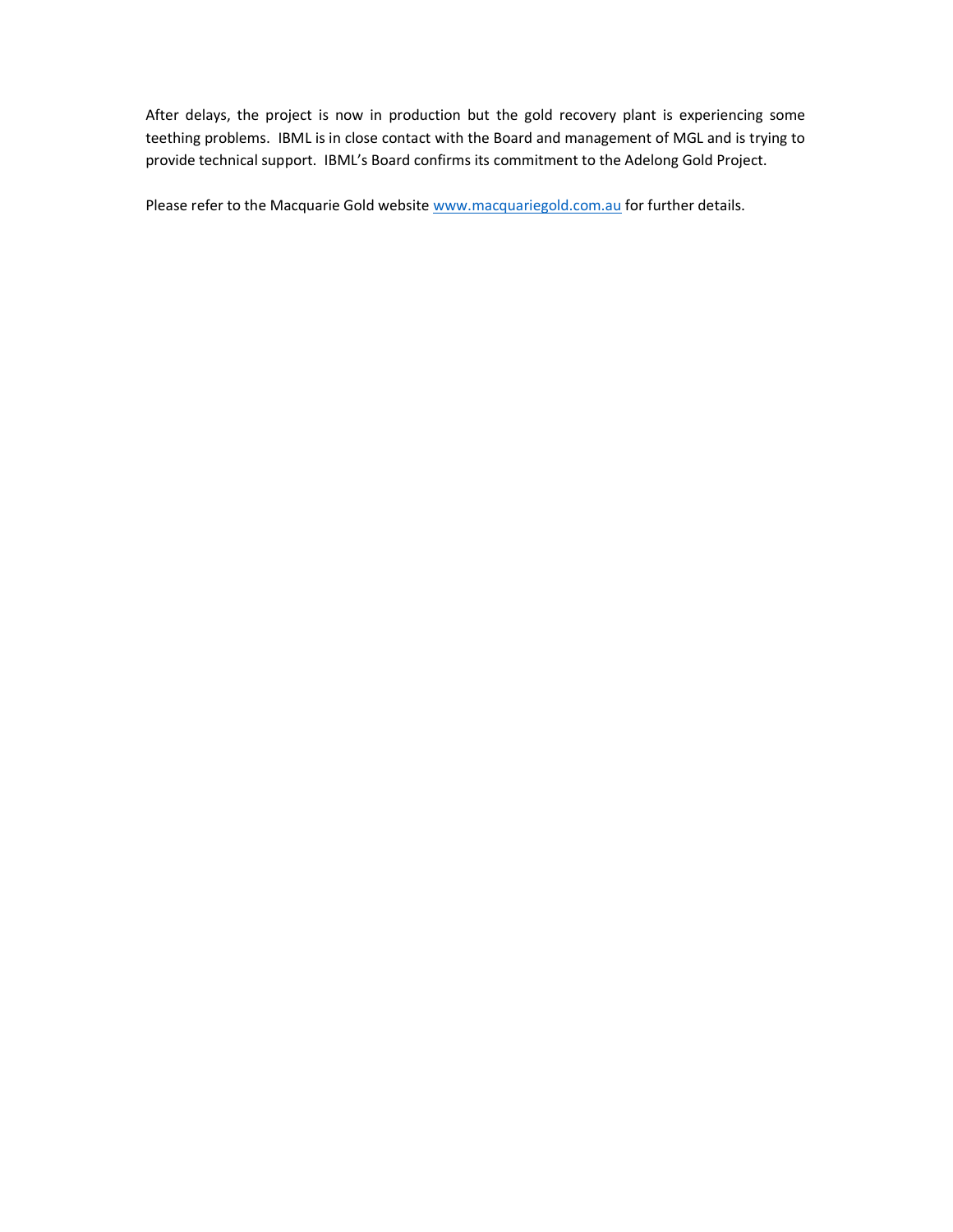After delays, the project is now in production but the gold recovery plant is experiencing some teething problems. IBML is in close contact with the Board and management of MGL and is trying to provide technical support. IBML's Board confirms its commitment to the Adelong Gold Project.

Please refer to the Macquarie Gold website [www.macquariegold.com.au](http://www.macquariegold.com.au) for further details.